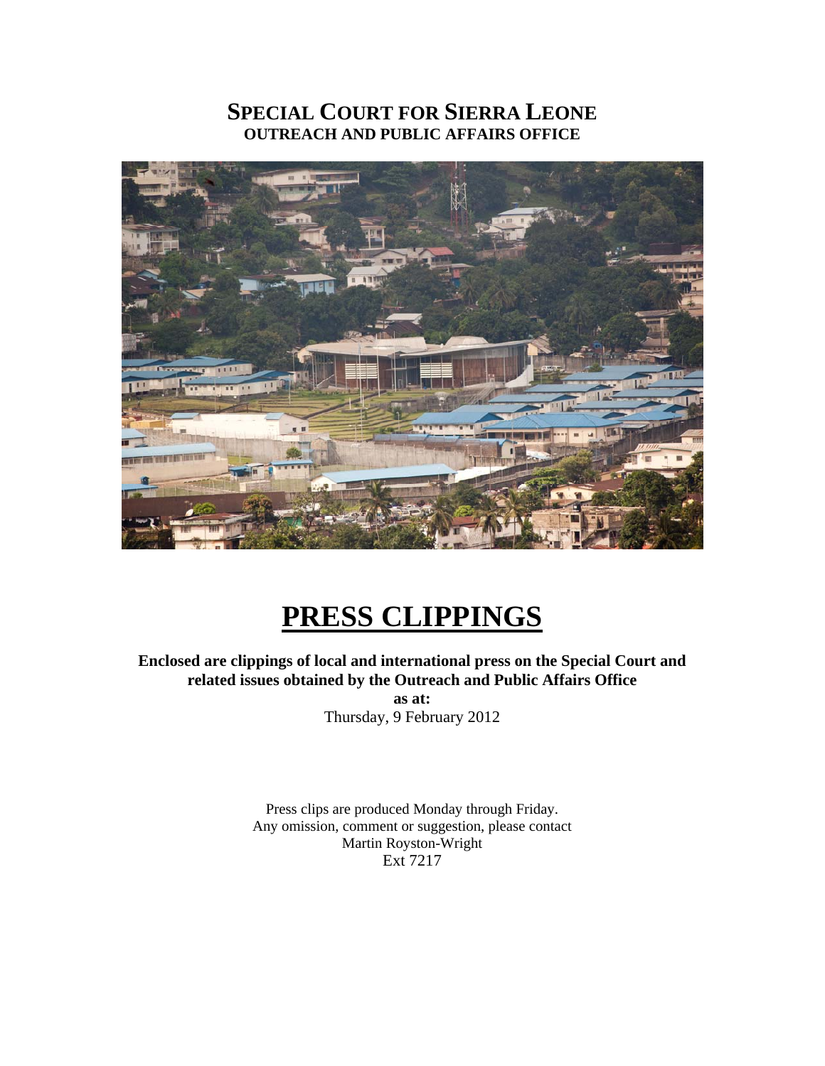# SPECIAL COURT FOR SIERRA LEONE
## OUTREACH AND PUBLIC AFFAIRS OFFICE

# PRESS CLIPPINGS

**Enclosed are clippings of local and international press on the Special Court and related issues obtained by the Outreach and Public Affairs Office**

**as at:**

Thursday, 9 February 2012

Press clips are produced Monday through Friday.
Any omission, comment or suggestion, please contact
Martin Royston-Wright
Ext 7217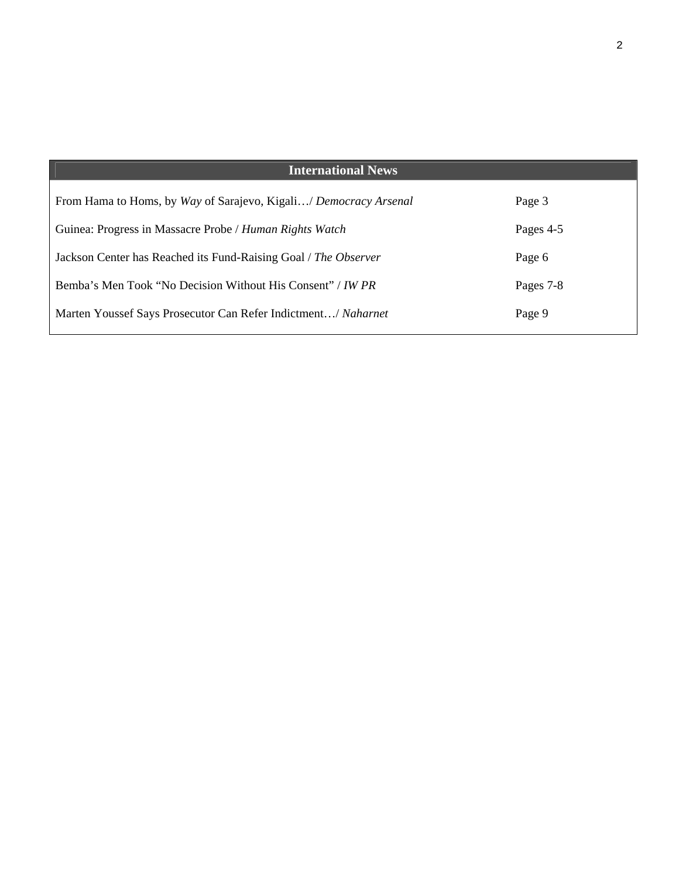## International News

| | |
|---|---|
| From Hama to Homs, by *Way* of Sarajevo, Kigali…/ *Democracy Arsenal* | Page 3 |
| Guinea: Progress in Massacre Probe / *Human Rights Watch* | Pages 4-5 |
| Jackson Center has Reached its Fund-Raising Goal / *The Observer* | Page 6 |
| Bemba's Men Took "No Decision Without His Consent" / *IW PR* | Pages 7-8 |
| Marten Youssef Says Prosecutor Can Refer Indictment…/ *Naharnet* | Page 9 |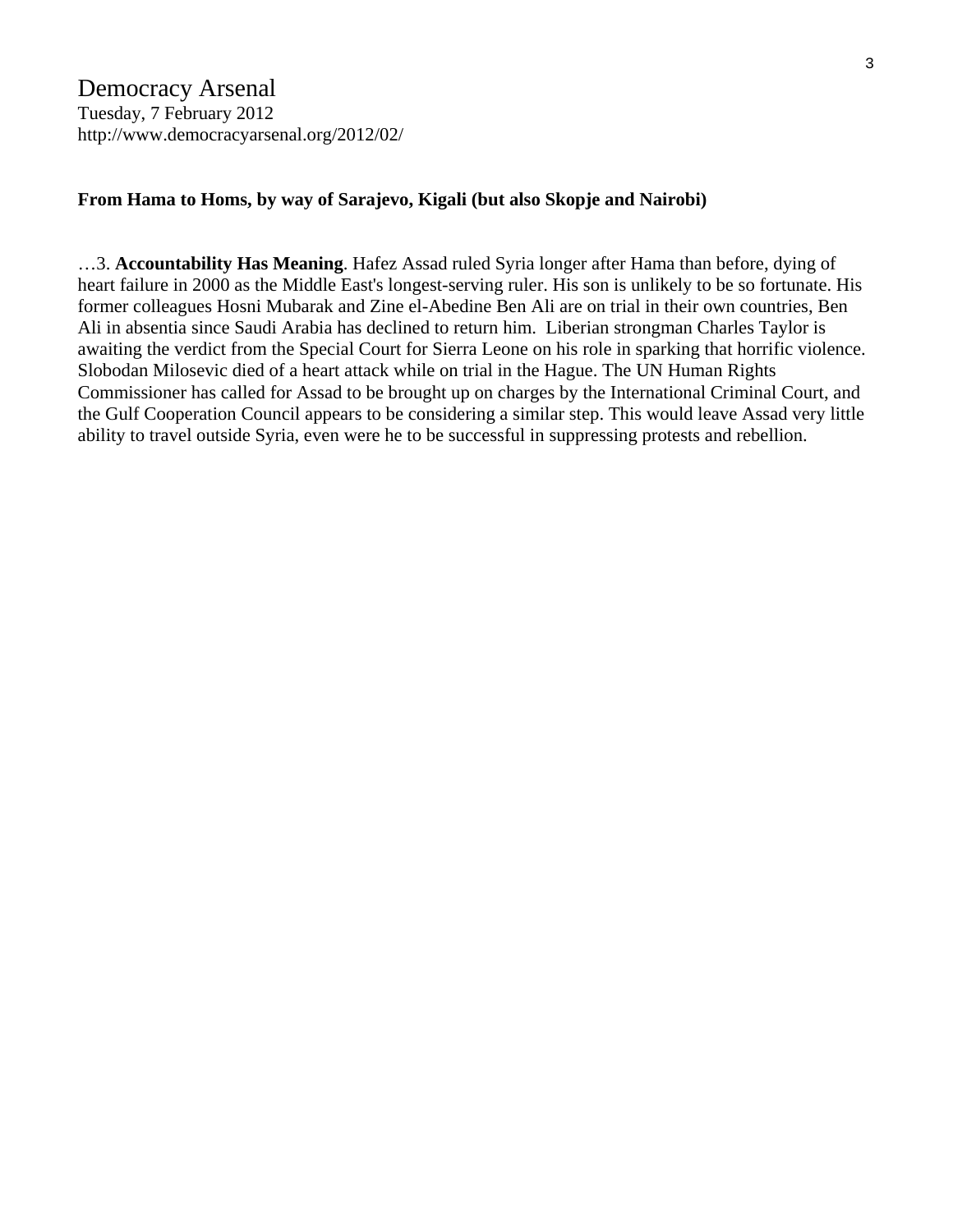# Democracy Arsenal

Tuesday, 7 February 2012
http://www.democracyarsenal.org/2012/02/

**From Hama to Homs, by way of Sarajevo, Kigali (but also Skopje and Nairobi)**

…3. **Accountability Has Meaning**. Hafez Assad ruled Syria longer after Hama than before, dying of heart failure in 2000 as the Middle East's longest-serving ruler. His son is unlikely to be so fortunate. His former colleagues Hosni Mubarak and Zine el-Abedine Ben Ali are on trial in their own countries, Ben Ali in absentia since Saudi Arabia has declined to return him. Liberian strongman Charles Taylor is awaiting the verdict from the Special Court for Sierra Leone on his role in sparking that horrific violence. Slobodan Milosevic died of a heart attack while on trial in the Hague. The UN Human Rights Commissioner has called for Assad to be brought up on charges by the International Criminal Court, and the Gulf Cooperation Council appears to be considering a similar step. This would leave Assad very little ability to travel outside Syria, even were he to be successful in suppressing protests and rebellion.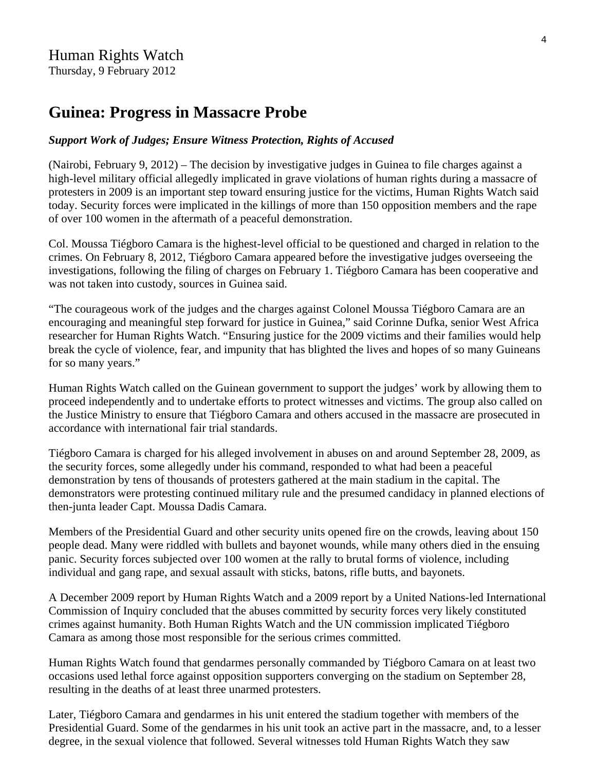Human Rights Watch
Thursday, 9 February 2012

# Guinea: Progress in Massacre Probe

***Support Work of Judges; Ensure Witness Protection, Rights of Accused***

(Nairobi, February 9, 2012) – The decision by investigative judges in Guinea to file charges against a high-level military official allegedly implicated in grave violations of human rights during a massacre of protesters in 2009 is an important step toward ensuring justice for the victims, Human Rights Watch said today. Security forces were implicated in the killings of more than 150 opposition members and the rape of over 100 women in the aftermath of a peaceful demonstration.

Col. Moussa Tiégboro Camara is the highest-level official to be questioned and charged in relation to the crimes. On February 8, 2012, Tiégboro Camara appeared before the investigative judges overseeing the investigations, following the filing of charges on February 1. Tiégboro Camara has been cooperative and was not taken into custody, sources in Guinea said.

"The courageous work of the judges and the charges against Colonel Moussa Tiégboro Camara are an encouraging and meaningful step forward for justice in Guinea," said Corinne Dufka, senior West Africa researcher for Human Rights Watch. "Ensuring justice for the 2009 victims and their families would help break the cycle of violence, fear, and impunity that has blighted the lives and hopes of so many Guineans for so many years."

Human Rights Watch called on the Guinean government to support the judges' work by allowing them to proceed independently and to undertake efforts to protect witnesses and victims. The group also called on the Justice Ministry to ensure that Tiégboro Camara and others accused in the massacre are prosecuted in accordance with international fair trial standards.

Tiégboro Camara is charged for his alleged involvement in abuses on and around September 28, 2009, as the security forces, some allegedly under his command, responded to what had been a peaceful demonstration by tens of thousands of protesters gathered at the main stadium in the capital. The demonstrators were protesting continued military rule and the presumed candidacy in planned elections of then-junta leader Capt. Moussa Dadis Camara.

Members of the Presidential Guard and other security units opened fire on the crowds, leaving about 150 people dead. Many were riddled with bullets and bayonet wounds, while many others died in the ensuing panic. Security forces subjected over 100 women at the rally to brutal forms of violence, including individual and gang rape, and sexual assault with sticks, batons, rifle butts, and bayonets.

A December 2009 report by Human Rights Watch and a 2009 report by a United Nations-led International Commission of Inquiry concluded that the abuses committed by security forces very likely constituted crimes against humanity. Both Human Rights Watch and the UN commission implicated Tiégboro Camara as among those most responsible for the serious crimes committed.

Human Rights Watch found that gendarmes personally commanded by Tiégboro Camara on at least two occasions used lethal force against opposition supporters converging on the stadium on September 28, resulting in the deaths of at least three unarmed protesters.

Later, Tiégboro Camara and gendarmes in his unit entered the stadium together with members of the Presidential Guard. Some of the gendarmes in his unit took an active part in the massacre, and, to a lesser degree, in the sexual violence that followed. Several witnesses told Human Rights Watch they saw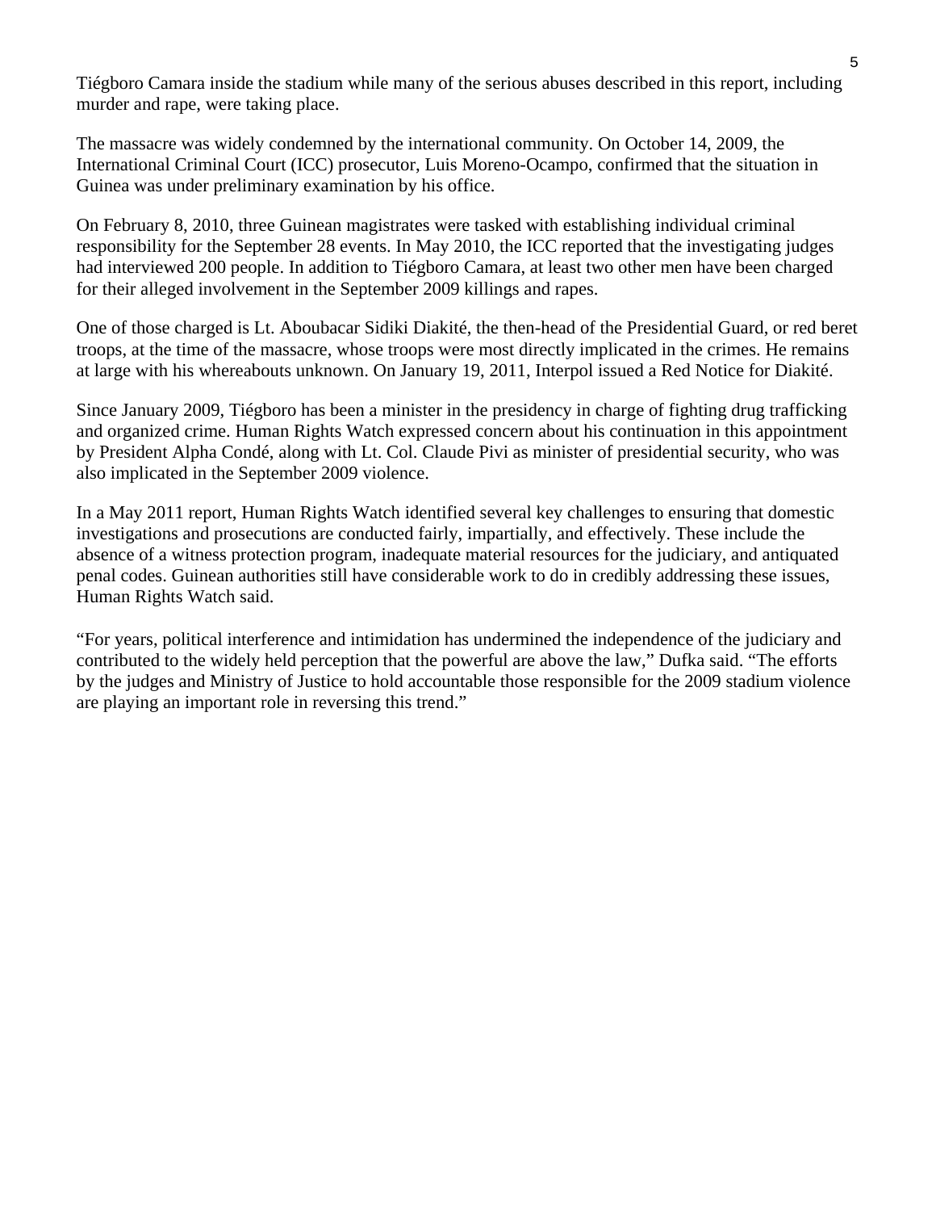Tiégboro Camara inside the stadium while many of the serious abuses described in this report, including murder and rape, were taking place.

The massacre was widely condemned by the international community. On October 14, 2009, the International Criminal Court (ICC) prosecutor, Luis Moreno-Ocampo, confirmed that the situation in Guinea was under preliminary examination by his office.

On February 8, 2010, three Guinean magistrates were tasked with establishing individual criminal responsibility for the September 28 events. In May 2010, the ICC reported that the investigating judges had interviewed 200 people. In addition to Tiégboro Camara, at least two other men have been charged for their alleged involvement in the September 2009 killings and rapes.

One of those charged is Lt. Aboubacar Sidiki Diakité, the then-head of the Presidential Guard, or red beret troops, at the time of the massacre, whose troops were most directly implicated in the crimes. He remains at large with his whereabouts unknown. On January 19, 2011, Interpol issued a Red Notice for Diakité.

Since January 2009, Tiégboro has been a minister in the presidency in charge of fighting drug trafficking and organized crime. Human Rights Watch expressed concern about his continuation in this appointment by President Alpha Condé, along with Lt. Col. Claude Pivi as minister of presidential security, who was also implicated in the September 2009 violence.

In a May 2011 report, Human Rights Watch identified several key challenges to ensuring that domestic investigations and prosecutions are conducted fairly, impartially, and effectively. These include the absence of a witness protection program, inadequate material resources for the judiciary, and antiquated penal codes. Guinean authorities still have considerable work to do in credibly addressing these issues, Human Rights Watch said.

"For years, political interference and intimidation has undermined the independence of the judiciary and contributed to the widely held perception that the powerful are above the law," Dufka said. "The efforts by the judges and Ministry of Justice to hold accountable those responsible for the 2009 stadium violence are playing an important role in reversing this trend."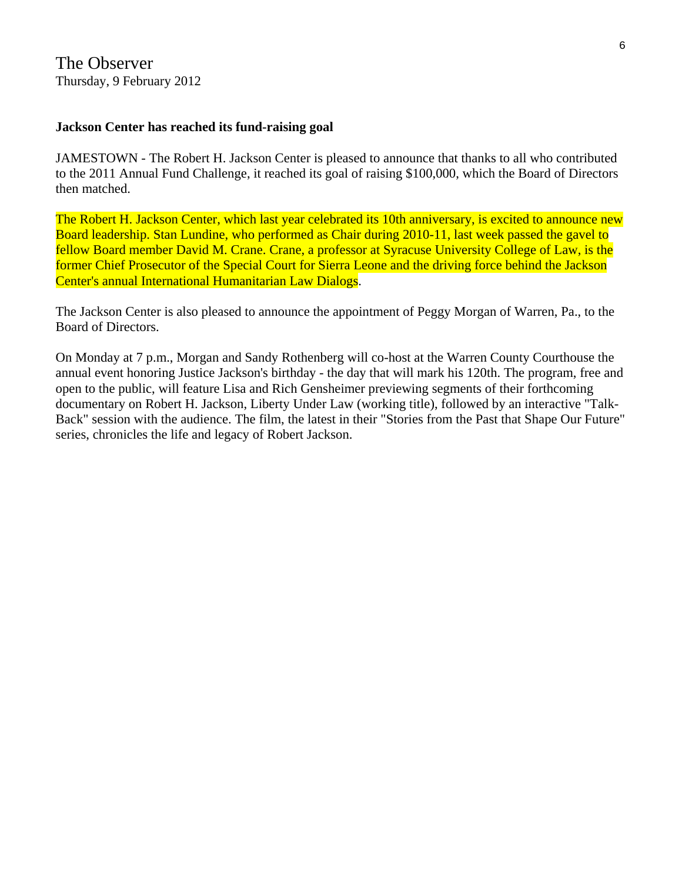The Observer

Thursday, 9 February 2012

**Jackson Center has reached its fund-raising goal**

JAMESTOWN - The Robert H. Jackson Center is pleased to announce that thanks to all who contributed to the 2011 Annual Fund Challenge, it reached its goal of raising $100,000, which the Board of Directors then matched.

The Robert H. Jackson Center, which last year celebrated its 10th anniversary, is excited to announce new Board leadership. Stan Lundine, who performed as Chair during 2010-11, last week passed the gavel to fellow Board member David M. Crane. Crane, a professor at Syracuse University College of Law, is the former Chief Prosecutor of the Special Court for Sierra Leone and the driving force behind the Jackson Center's annual International Humanitarian Law Dialogs.

The Jackson Center is also pleased to announce the appointment of Peggy Morgan of Warren, Pa., to the Board of Directors.

On Monday at 7 p.m., Morgan and Sandy Rothenberg will co-host at the Warren County Courthouse the annual event honoring Justice Jackson's birthday - the day that will mark his 120th. The program, free and open to the public, will feature Lisa and Rich Gensheimer previewing segments of their forthcoming documentary on Robert H. Jackson, Liberty Under Law (working title), followed by an interactive "Talk-Back" session with the audience. The film, the latest in their "Stories from the Past that Shape Our Future" series, chronicles the life and legacy of Robert Jackson.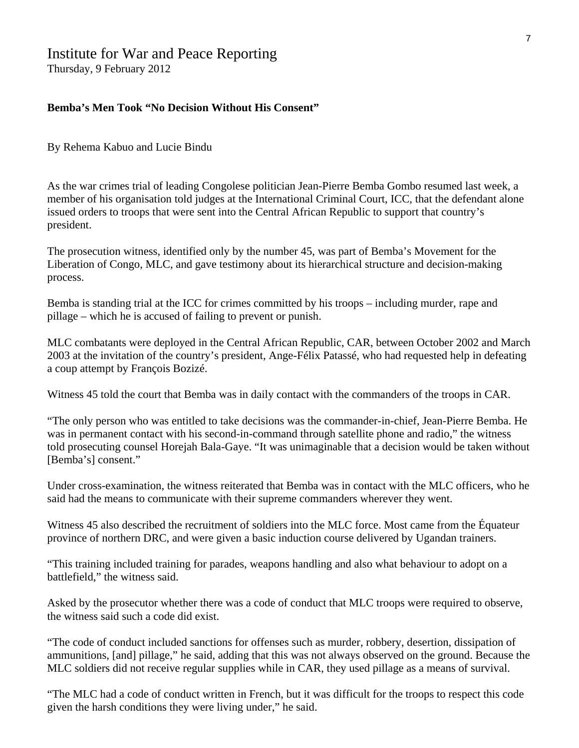# Institute for War and Peace Reporting

Thursday, 9 February 2012

**Bemba's Men Took "No Decision Without His Consent"**

By Rehema Kabuo and Lucie Bindu

As the war crimes trial of leading Congolese politician Jean-Pierre Bemba Gombo resumed last week, a member of his organisation told judges at the International Criminal Court, ICC, that the defendant alone issued orders to troops that were sent into the Central African Republic to support that country's president.

The prosecution witness, identified only by the number 45, was part of Bemba's Movement for the Liberation of Congo, MLC, and gave testimony about its hierarchical structure and decision-making process.

Bemba is standing trial at the ICC for crimes committed by his troops – including murder, rape and pillage – which he is accused of failing to prevent or punish.

MLC combatants were deployed in the Central African Republic, CAR, between October 2002 and March 2003 at the invitation of the country's president, Ange-Félix Patassé, who had requested help in defeating a coup attempt by François Bozizé.

Witness 45 told the court that Bemba was in daily contact with the commanders of the troops in CAR.

"The only person who was entitled to take decisions was the commander-in-chief, Jean-Pierre Bemba. He was in permanent contact with his second-in-command through satellite phone and radio," the witness told prosecuting counsel Horejah Bala-Gaye. "It was unimaginable that a decision would be taken without [Bemba's] consent."

Under cross-examination, the witness reiterated that Bemba was in contact with the MLC officers, who he said had the means to communicate with their supreme commanders wherever they went.

Witness 45 also described the recruitment of soldiers into the MLC force. Most came from the Équateur province of northern DRC, and were given a basic induction course delivered by Ugandan trainers.

"This training included training for parades, weapons handling and also what behaviour to adopt on a battlefield," the witness said.

Asked by the prosecutor whether there was a code of conduct that MLC troops were required to observe, the witness said such a code did exist.

"The code of conduct included sanctions for offenses such as murder, robbery, desertion, dissipation of ammunitions, [and] pillage," he said, adding that this was not always observed on the ground. Because the MLC soldiers did not receive regular supplies while in CAR, they used pillage as a means of survival.

"The MLC had a code of conduct written in French, but it was difficult for the troops to respect this code given the harsh conditions they were living under," he said.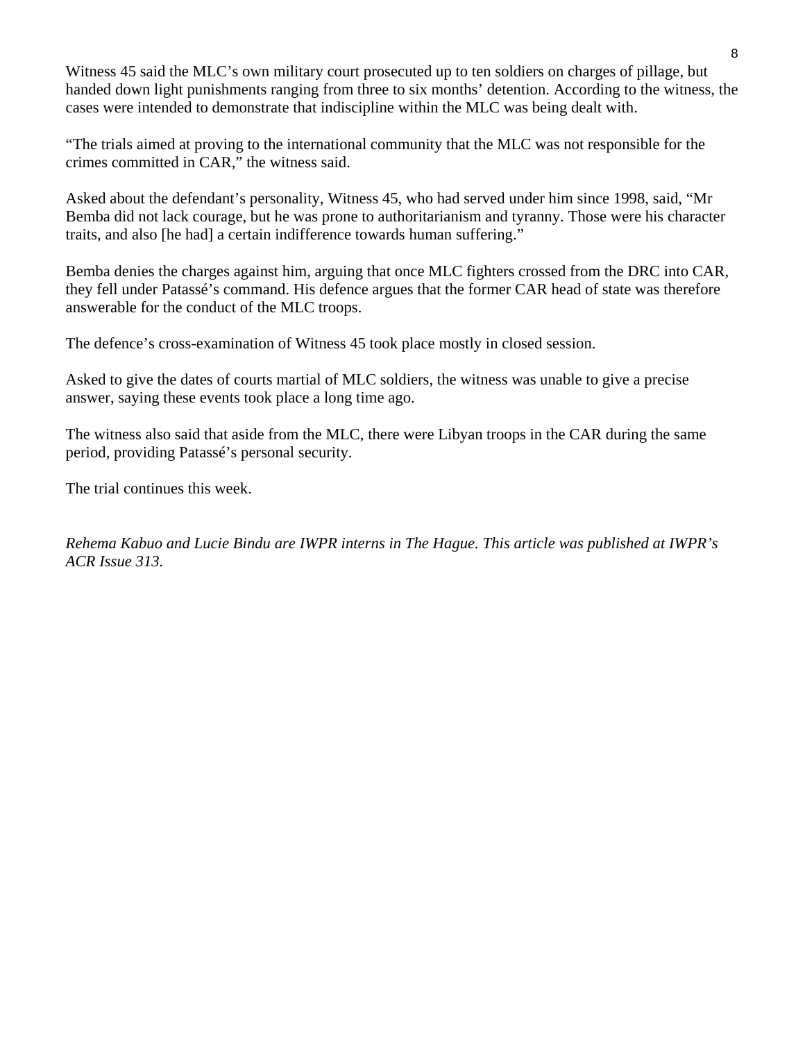Witness 45 said the MLC's own military court prosecuted up to ten soldiers on charges of pillage, but handed down light punishments ranging from three to six months' detention. According to the witness, the cases were intended to demonstrate that indiscipline within the MLC was being dealt with.

"The trials aimed at proving to the international community that the MLC was not responsible for the crimes committed in CAR," the witness said.

Asked about the defendant's personality, Witness 45, who had served under him since 1998, said, "Mr Bemba did not lack courage, but he was prone to authoritarianism and tyranny. Those were his character traits, and also [he had] a certain indifference towards human suffering."

Bemba denies the charges against him, arguing that once MLC fighters crossed from the DRC into CAR, they fell under Patassé's command. His defence argues that the former CAR head of state was therefore answerable for the conduct of the MLC troops.

The defence's cross-examination of Witness 45 took place mostly in closed session.

Asked to give the dates of courts martial of MLC soldiers, the witness was unable to give a precise answer, saying these events took place a long time ago.

The witness also said that aside from the MLC, there were Libyan troops in the CAR during the same period, providing Patassé's personal security.

The trial continues this week.

*Rehema Kabuo and Lucie Bindu are IWPR interns in The Hague. This article was published at IWPR's ACR Issue 313.*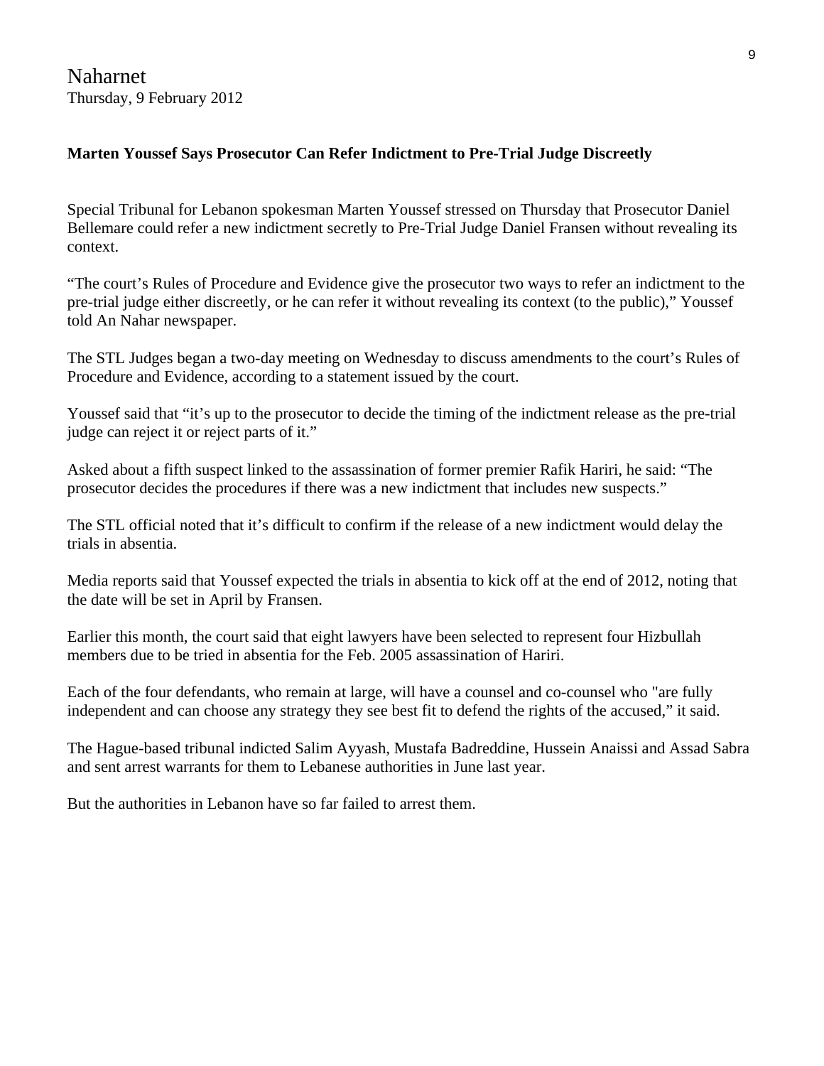Naharnet
Thursday, 9 February 2012

**Marten Youssef Says Prosecutor Can Refer Indictment to Pre-Trial Judge Discreetly**

Special Tribunal for Lebanon spokesman Marten Youssef stressed on Thursday that Prosecutor Daniel Bellemare could refer a new indictment secretly to Pre-Trial Judge Daniel Fransen without revealing its context.

"The court's Rules of Procedure and Evidence give the prosecutor two ways to refer an indictment to the pre-trial judge either discreetly, or he can refer it without revealing its context (to the public)," Youssef told An Nahar newspaper.

The STL Judges began a two-day meeting on Wednesday to discuss amendments to the court's Rules of Procedure and Evidence, according to a statement issued by the court.

Youssef said that "it's up to the prosecutor to decide the timing of the indictment release as the pre-trial judge can reject it or reject parts of it."

Asked about a fifth suspect linked to the assassination of former premier Rafik Hariri, he said: "The prosecutor decides the procedures if there was a new indictment that includes new suspects."

The STL official noted that it's difficult to confirm if the release of a new indictment would delay the trials in absentia.

Media reports said that Youssef expected the trials in absentia to kick off at the end of 2012, noting that the date will be set in April by Fransen.

Earlier this month, the court said that eight lawyers have been selected to represent four Hizbullah members due to be tried in absentia for the Feb. 2005 assassination of Hariri.

Each of the four defendants, who remain at large, will have a counsel and co-counsel who "are fully independent and can choose any strategy they see best fit to defend the rights of the accused," it said.

The Hague-based tribunal indicted Salim Ayyash, Mustafa Badreddine, Hussein Anaissi and Assad Sabra and sent arrest warrants for them to Lebanese authorities in June last year.

But the authorities in Lebanon have so far failed to arrest them.